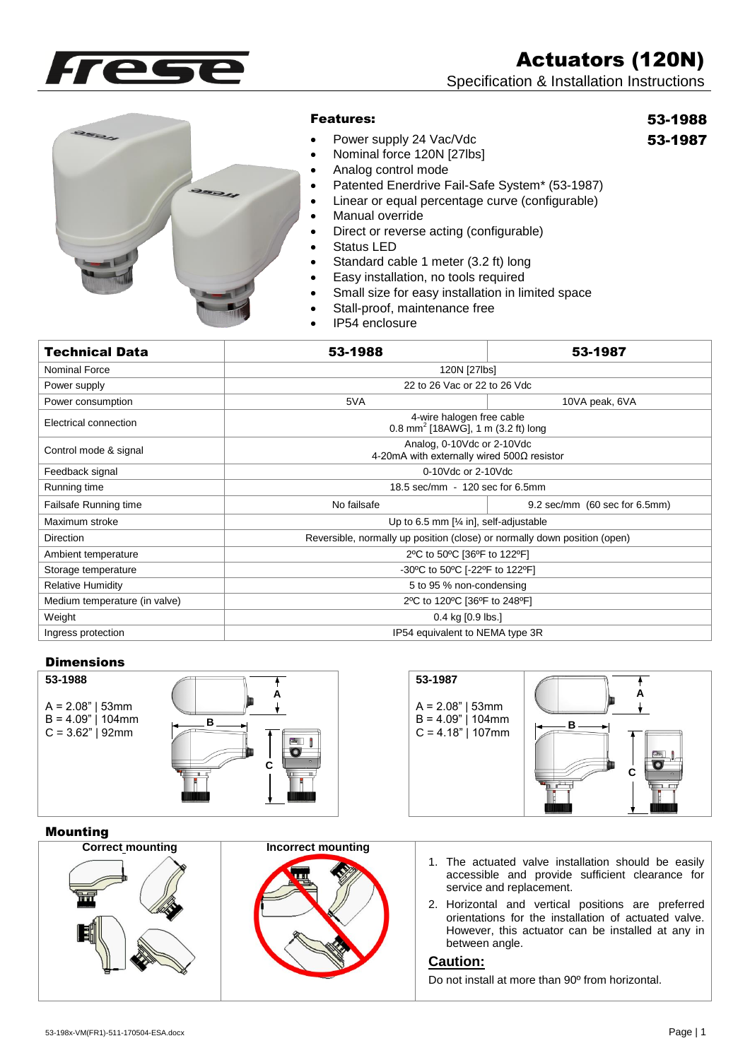# Actuators (120N)

Specification & Installation Instructions

**53-1988**
**53-1987**

## Features:

- Power supply 24 Vac/Vdc
- Nominal force 120N [27lbs]
- Analog control mode
- Patented Enerdrive Fail-Safe System* (53-1987)
- Linear or equal percentage curve (configurable)
- Manual override
- Direct or reverse acting (configurable)
- Status LED
- Standard cable 1 meter (3.2 ft) long
- Easy installation, no tools required
- Small size for easy installation in limited space
- Stall-proof, maintenance free
- IP54 enclosure

| Technical Data | 53-1988 | 53-1987 |
|---|---|---|
| Nominal Force | 120N [27lbs] | |
| Power supply | 22 to 26 Vac or 22 to 26 Vdc | |
| Power consumption | 5VA | 10VA peak, 6VA |
| Electrical connection | 4-wire halogen free cable<br>0.8 mm$^2$ [18AWG], 1 m (3.2 ft) long | |
| Control mode & signal | Analog, 0-10Vdc or 2-10Vdc<br>4-20mA with externally wired 500Ω resistor | |
| Feedback signal | 0-10Vdc or 2-10Vdc | |
| Running time | 18.5 sec/mm - 120 sec for 6.5mm | |
| Failsafe Running time | No failsafe | 9.2 sec/mm (60 sec for 6.5mm) |
| Maximum stroke | Up to 6.5 mm [¼ in], self-adjustable | |
| Direction | Reversible, normally up position (close) or normally down position (open) | |
| Ambient temperature | 2ºC to 50ºC [36ºF to 122ºF] | |
| Storage temperature | -30ºC to 50ºC [-22ºF to 122ºF] | |
| Relative Humidity | 5 to 95 % non-condensing | |
| Medium temperature (in valve) | 2ºC to 120ºC [36ºF to 248ºF] | |
| Weight | 0.4 kg [0.9 lbs.] | |
| Ingress protection | IP54 equivalent to NEMA type 3R | |

## Dimensions

**53-1988**

A = 2.08" | 53mm
B = 4.09" | 104mm
C = 3.62" | 92mm

**53-1987**

A = 2.08" | 53mm
B = 4.09" | 104mm
C = 4.18" | 107mm

## Mounting

**Correct mounting**

**Incorrect mounting**

1. The actuated valve installation should be easily accessible and provide sufficient clearance for service and replacement.
2. Horizontal and vertical positions are preferred orientations for the installation of actuated valve. However, this actuator can be installed at any in between angle.

### Caution:

Do not install at more than 90º from horizontal.

53-198x-VM(FR1)-511-170504-ESA.docx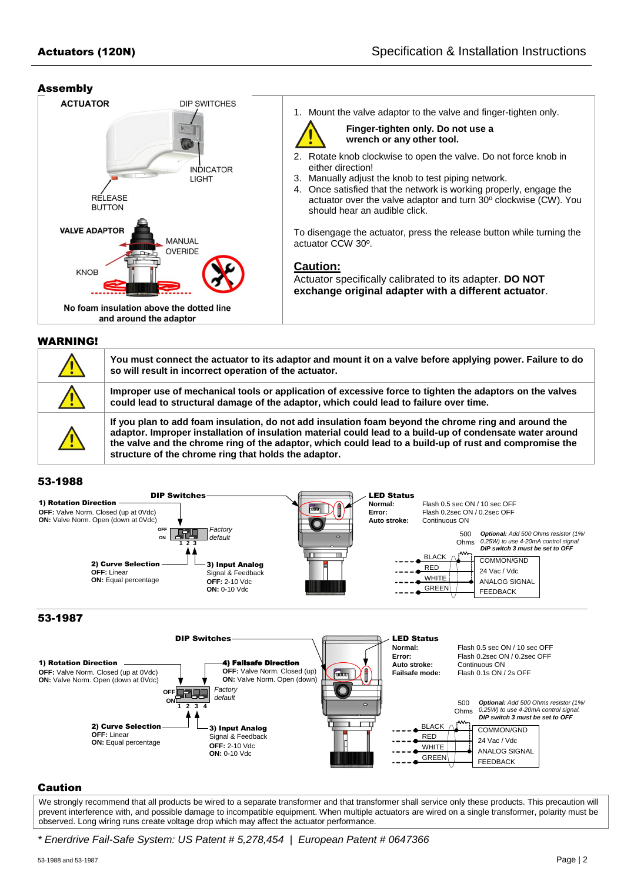## Assembly

ACTUATOR

DIP SWITCHES

INDICATOR LIGHT

RELEASE BUTTON

VALVE ADAPTOR

MANUAL OVERIDE

KNOB

**No foam insulation above the dotted line and around the adaptor**

1. Mount the valve adaptor to the valve and finger-tighten only.

   **Finger-tighten only. Do not use a wrench or any other tool.**

2. Rotate knob clockwise to open the valve. Do not force knob in either direction!
3. Manually adjust the knob to test piping network.
4. Once satisfied that the network is working properly, engage the actuator over the valve adaptor and turn 30º clockwise (CW). You should hear an audible click.

To disengage the actuator, press the release button while turning the actuator CCW 30º.

**Caution:**

Actuator specifically calibrated to its adapter. **DO NOT exchange original adapter with a different actuator**.

## WARNING!

| | |
|---|---|
| ⚠ | **You must connect the actuator to its adaptor and mount it on a valve before applying power. Failure to do so will result in incorrect operation of the actuator.** |
| ⚠ | **Improper use of mechanical tools or application of excessive force to tighten the adaptors on the valves could lead to structural damage of the adaptor, which could lead to failure over time.** |
| ⚠ | **If you plan to add foam insulation, do not add insulation foam beyond the chrome ring and around the adaptor. Improper installation of insulation material could lead to a build-up of condensate water around the valve and the chrome ring of the adaptor, which could lead to a build-up of rust and compromise the structure of the chrome ring that holds the adaptor.** |

## 53-1988

**DIP Switches**

**1) Rotation Direction**
**OFF:** Valve Norm. Closed (up at 0Vdc)
**ON:** Valve Norm. Open (down at 0Vdc)

OFF / ON — 1 2 3 — *Factory default*

**2) Curve Selection**
**OFF:** Linear
**ON:** Equal percentage

**3) Input Analog** Signal & Feedback
**OFF:** 2-10 Vdc
**ON:** 0-10 Vdc

**LED Status**

| | |
|---|---|
| **Normal:** | Flash 0.5 sec ON / 10 sec OFF |
| **Error:** | Flash 0.2sec ON / 0.2sec OFF |
| **Auto stroke:** | Continuous ON |

500 Ohms — ***Optional:*** *Add 500 Ohms resistor (1%/ 0.25W) to use 4-20mA control signal.* ***DIP switch 3 must be set to OFF***

| | |
|---|---|
| BLACK | COMMON/GND |
| RED | 24 Vac / Vdc |
| WHITE | ANALOG SIGNAL |
| GREEN | FEEDBACK |

## 53-1987

**DIP Switches**

**1) Rotation Direction**
**OFF:** Valve Norm. Closed (up at 0Vdc)
**ON:** Valve Norm. Open (down at 0Vdc)

**4) Failsafe Direction**
**OFF:** Valve Norm. Closed (up)
**ON:** Valve Norm. Open (down)

OFF / ON — 1 2 3 4 — *Factory default*

**2) Curve Selection**
**OFF:** Linear
**ON:** Equal percentage

**3) Input Analog** Signal & Feedback
**OFF:** 2-10 Vdc
**ON:** 0-10 Vdc

**LED Status**

| | |
|---|---|
| **Normal:** | Flash 0.5 sec ON / 10 sec OFF |
| **Error:** | Flash 0.2sec ON / 0.2sec OFF |
| **Auto stroke:** | Continuous ON |
| **Failsafe mode:** | Flash 0.1s ON / 2s OFF |

500 Ohms — ***Optional:*** *Add 500 Ohms resistor (1%/ 0.25W) to use 4-20mA control signal.* ***DIP switch 3 must be set to OFF***

| | |
|---|---|
| BLACK | COMMON/GND |
| RED | 24 Vac / Vdc |
| WHITE | ANALOG SIGNAL |
| GREEN | FEEDBACK |

## Caution

We strongly recommend that all products be wired to a separate transformer and that transformer shall service only these products. This precaution will prevent interference with, and possible damage to incompatible equipment. When multiple actuators are wired on a single transformer, polarity must be observed. Long wiring runs create voltage drop which may affect the actuator performance.

*\* Enerdrive Fail-Safe System: US Patent # 5,278,454 | European Patent # 0647366*